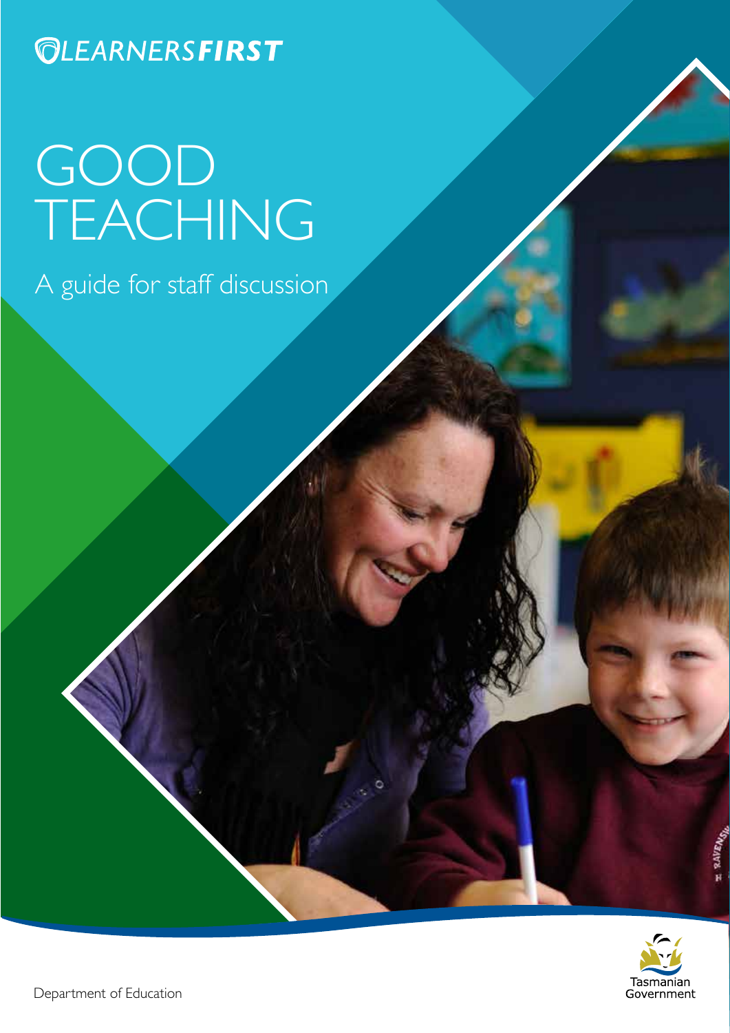LEARNERS**FIRST**

# GOOD TEACHING

## A guide for staff discussion

Department of Education

Tasmanian Government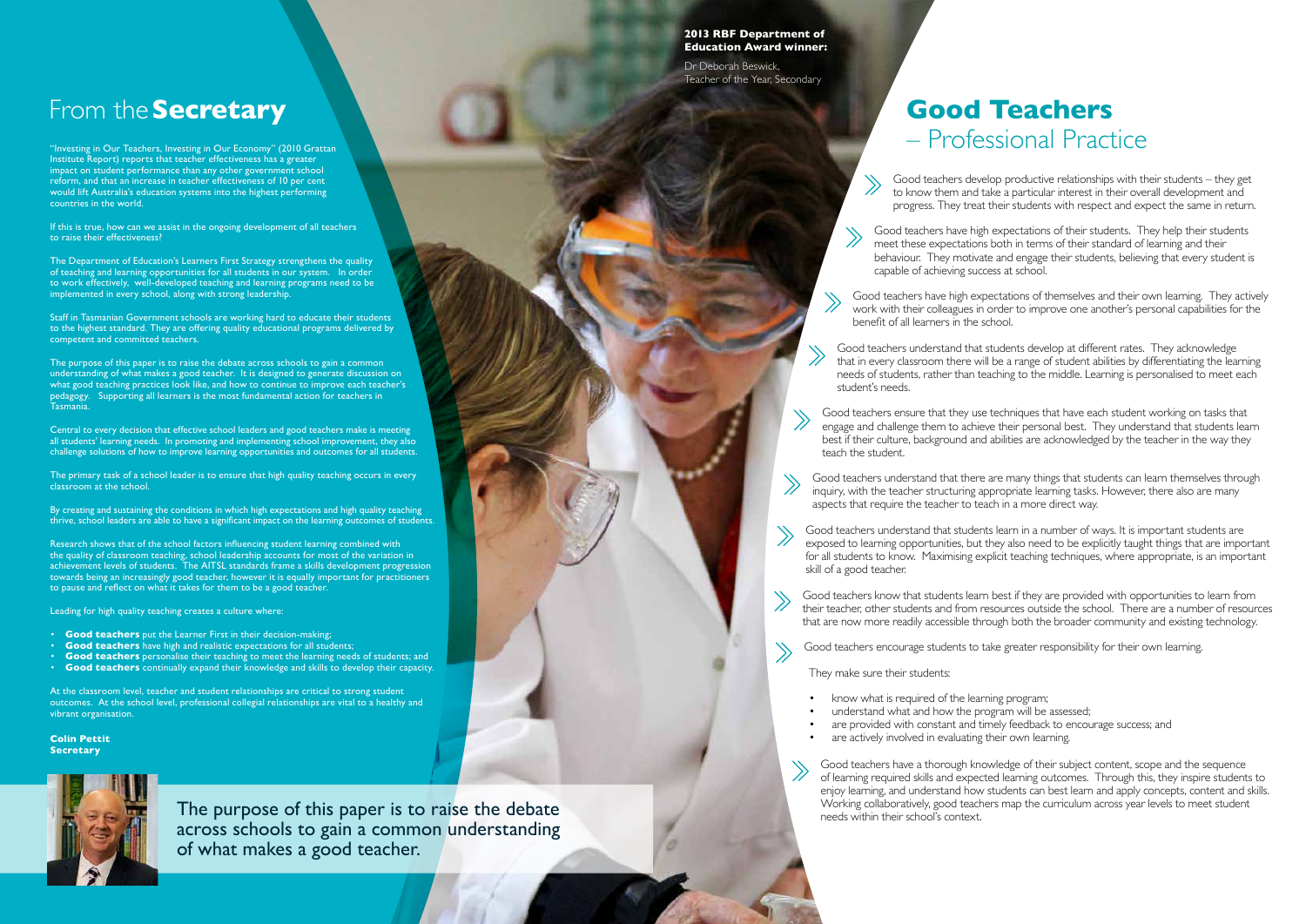# From the **Secretary**

"Investing in Our Teachers, Investing in Our Economy" (2010 Grattan Institute Report) reports that teacher effectiveness has a greater impact on student performance than any other government school reform, and that an increase in teacher effectiveness of 10 per cent would lift Australia's education systems into the highest performing countries in the world.

If this is true, how can we assist in the ongoing development of all teachers to raise their effectiveness?

The Department of Education's Learners First Strategy strengthens the quality of teaching and learning opportunities for all students in our system. In order to work effectively, well-developed teaching and learning programs need to be implemented in every school, along with strong leadership.

Staff in Tasmanian Government schools are working hard to educate their students to the highest standard. They are offering quality educational programs delivered by competent and committed teachers.

The purpose of this paper is to raise the debate across schools to gain a common understanding of what makes a good teacher. It is designed to generate discussion on what good teaching practices look like, and how to continue to improve each teacher's pedagogy. Supporting all learners is the most fundamental action for teachers in Tasmania.

Central to every decision that effective school leaders and good teachers make is meeting all students' learning needs. In promoting and implementing school improvement, they also challenge solutions of how to improve learning opportunities and outcomes for all students.

The primary task of a school leader is to ensure that high quality teaching occurs in every classroom at the school.

By creating and sustaining the conditions in which high expectations and high quality teaching thrive, school leaders are able to have a significant impact on the learning outcomes of students.

Research shows that of the school factors influencing student learning combined with the quality of classroom teaching, school leadership accounts for most of the variation in achievement levels of students. The AITSL standards frame a skills development progression towards being an increasingly good teacher, however it is equally important for practitioners to pause and reflect on what it takes for them to be a good teacher.

Leading for high quality teaching creates a culture where:

- **Good teachers** put the Learner First in their decision-making;
- **Good teachers** have high and realistic expectations for all students;
- **Good teachers** personalise their teaching to meet the learning needs of students; and
- **Good teachers** continually expand their knowledge and skills to develop their capacity.

At the classroom level, teacher and student relationships are critical to strong student outcomes. At the school level, professional collegial relationships are vital to a healthy and vibrant organisation.

**Colin Pettit**
**Secretary**

The purpose of this paper is to raise the debate across schools to gain a common understanding of what makes a good teacher.

**2013 RBF Department of Education Award winner:**

Dr Deborah Beswick,
Teacher of the Year, Secondary

# **Good Teachers** – Professional Practice

Good teachers develop productive relationships with their students – they get to know them and take a particular interest in their overall development and progress. They treat their students with respect and expect the same in return.

Good teachers have high expectations of their students. They help their students meet these expectations both in terms of their standard of learning and their behaviour. They motivate and engage their students, believing that every student is capable of achieving success at school.

Good teachers have high expectations of themselves and their own learning. They actively work with their colleagues in order to improve one another's personal capabilities for the benefit of all learners in the school.

Good teachers understand that students develop at different rates. They acknowledge that in every classroom there will be a range of student abilities by differentiating the learning needs of students, rather than teaching to the middle. Learning is personalised to meet each student's needs.

Good teachers ensure that they use techniques that have each student working on tasks that engage and challenge them to achieve their personal best. They understand that students learn best if their culture, background and abilities are acknowledged by the teacher in the way they teach the student.

Good teachers understand that there are many things that students can learn themselves through inquiry, with the teacher structuring appropriate learning tasks. However, there also are many aspects that require the teacher to teach in a more direct way.

Good teachers understand that students learn in a number of ways. It is important students are exposed to learning opportunities, but they also need to be explicitly taught things that are important for all students to know. Maximising explicit teaching techniques, where appropriate, is an important skill of a good teacher.

Good teachers know that students learn best if they are provided with opportunities to learn from their teacher, other students and from resources outside the school. There are a number of resources that are now more readily accessible through both the broader community and existing technology.

Good teachers encourage students to take greater responsibility for their own learning.

They make sure their students:

- know what is required of the learning program;
- understand what and how the program will be assessed;
- are provided with constant and timely feedback to encourage success; and
- are actively involved in evaluating their own learning.

Good teachers have a thorough knowledge of their subject content, scope and the sequence of learning required skills and expected learning outcomes. Through this, they inspire students to enjoy learning, and understand how students can best learn and apply concepts, content and skills. Working collaboratively, good teachers map the curriculum across year levels to meet student needs within their school's context.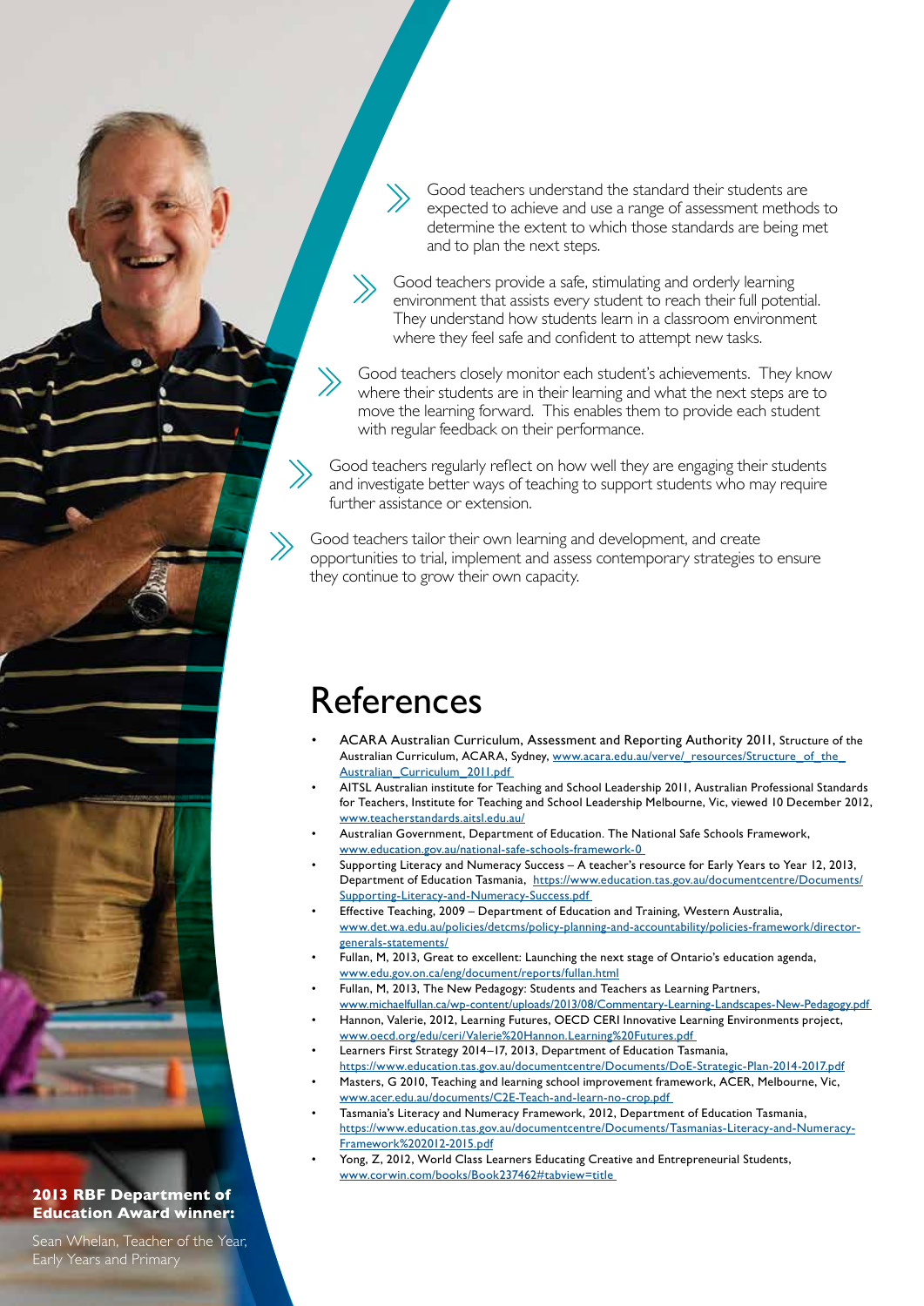- Good teachers understand the standard their students are expected to achieve and use a range of assessment methods to determine the extent to which those standards are being met and to plan the next steps.

- Good teachers provide a safe, stimulating and orderly learning environment that assists every student to reach their full potential. They understand how students learn in a classroom environment where they feel safe and confident to attempt new tasks.

- Good teachers closely monitor each student's achievements. They know where their students are in their learning and what the next steps are to move the learning forward. This enables them to provide each student with regular feedback on their performance.

- Good teachers regularly reflect on how well they are engaging their students and investigate better ways of teaching to support students who may require further assistance or extension.

- Good teachers tailor their own learning and development, and create opportunities to trial, implement and assess contemporary strategies to ensure they continue to grow their own capacity.

# References

- ACARA Australian Curriculum, Assessment and Reporting Authority 2011, Structure of the Australian Curriculum, ACARA, Sydney, www.acara.edu.au/verve/_resources/Structure_of_the_Australian_Curriculum_2011.pdf
- AITSL Australian institute for Teaching and School Leadership 2011, Australian Professional Standards for Teachers, Institute for Teaching and School Leadership Melbourne, Vic, viewed 10 December 2012, www.teacherstandards.aitsl.edu.au/
- Australian Government, Department of Education. The National Safe Schools Framework, www.education.gov.au/national-safe-schools-framework-0
- Supporting Literacy and Numeracy Success – A teacher's resource for Early Years to Year 12, 2013, Department of Education Tasmania, https://www.education.tas.gov.au/documentcentre/Documents/Supporting-Literacy-and-Numeracy-Success.pdf
- Effective Teaching, 2009 – Department of Education and Training, Western Australia, www.det.wa.edu.au/policies/detcms/policy-planning-and-accountability/policies-framework/director-generals-statements/
- Fullan, M, 2013, Great to excellent: Launching the next stage of Ontario's education agenda, www.edu.gov.on.ca/eng/document/reports/fullan.html
- Fullan, M, 2013, The New Pedagogy: Students and Teachers as Learning Partners, www.michaelfullan.ca/wp-content/uploads/2013/08/Commentary-Learning-Landscapes-New-Pedagogy.pdf
- Hannon, Valerie, 2012, Learning Futures, OECD CERI Innovative Learning Environments project, www.oecd.org/edu/ceri/Valerie%20Hannon.Learning%20Futures.pdf
- Learners First Strategy 2014–17, 2013, Department of Education Tasmania, https://www.education.tas.gov.au/documentcentre/Documents/DoE-Strategic-Plan-2014-2017.pdf
- Masters, G 2010, Teaching and learning school improvement framework, ACER, Melbourne, Vic, www.acer.edu.au/documents/C2E-Teach-and-learn-no-crop.pdf
- Tasmania's Literacy and Numeracy Framework, 2012, Department of Education Tasmania, https://www.education.tas.gov.au/documentcentre/Documents/Tasmanias-Literacy-and-Numeracy-Framework%202012-2015.pdf
- Yong, Z, 2012, World Class Learners Educating Creative and Entrepreneurial Students, www.corwin.com/books/Book237462#tabview=title

**2013 RBF Department of Education Award winner:**

Sean Whelan, Teacher of the Year, Early Years and Primary